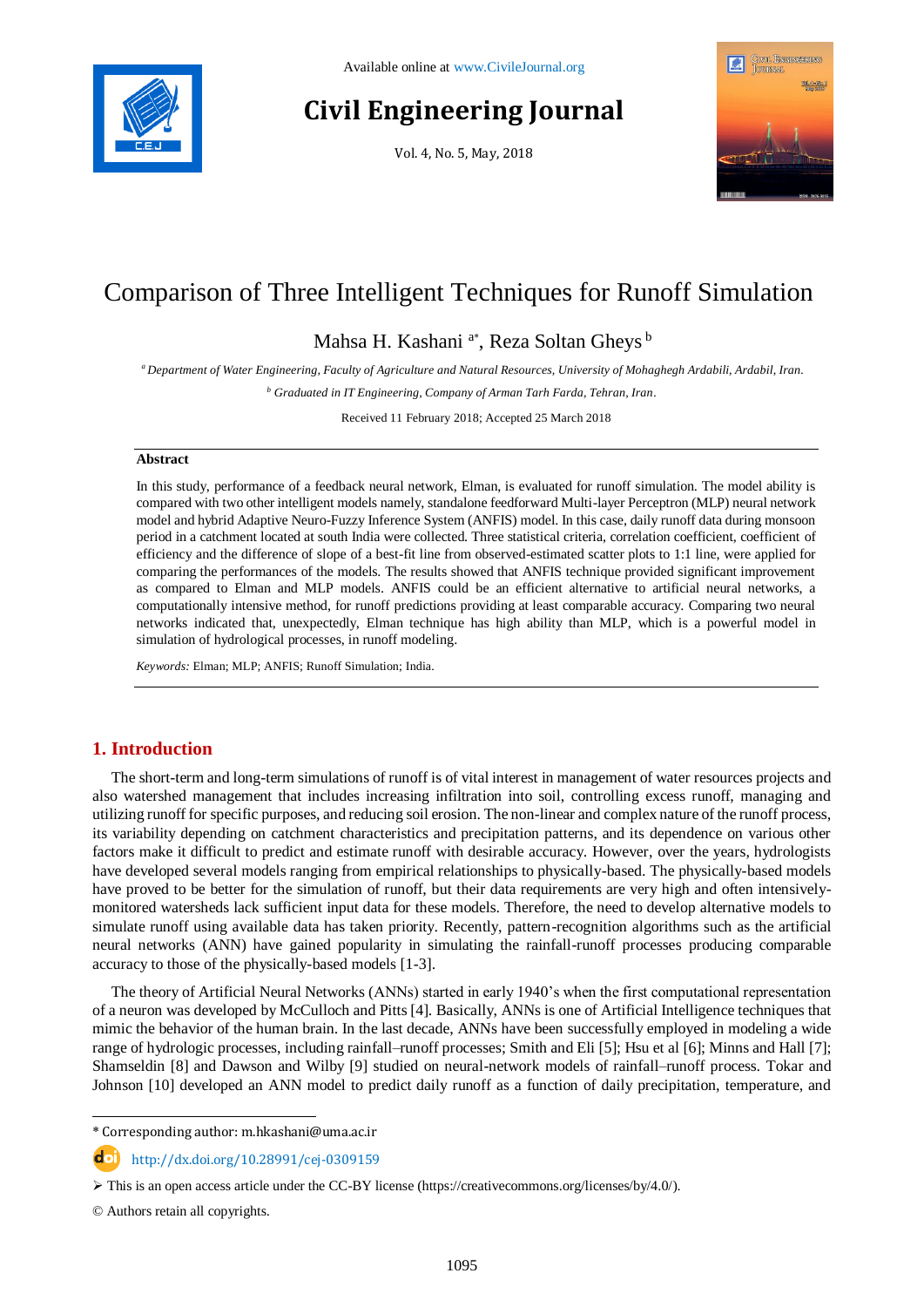Available online at www.CivileJournal.org

# Civil Engineering Journal

Vol. 4, No. 5, May, 2018

# Comparison of Three Intelligent Techniques for Runoff Simulation

Mahsa H. Kashani [a*], Reza Soltan Gheys [b]

[a] *Department of Water Engineering, Faculty of Agriculture and Natural Resources, University of Mohaghegh Ardabili, Ardabil, Iran.*

[b] *Graduated in IT Engineering, Company of Arman Tarh Farda, Tehran, Iran.*

Received 11 February 2018; Accepted 25 March 2018

## Abstract

In this study, performance of a feedback neural network, Elman, is evaluated for runoff simulation. The model ability is compared with two other intelligent models namely, standalone feedforward Multi-layer Perceptron (MLP) neural network model and hybrid Adaptive Neuro-Fuzzy Inference System (ANFIS) model. In this case, daily runoff data during monsoon period in a catchment located at south India were collected. Three statistical criteria, correlation coefficient, coefficient of efficiency and the difference of slope of a best-fit line from observed-estimated scatter plots to 1:1 line, were applied for comparing the performances of the models. The results showed that ANFIS technique provided significant improvement as compared to Elman and MLP models. ANFIS could be an efficient alternative to artificial neural networks, a computationally intensive method, for runoff predictions providing at least comparable accuracy. Comparing two neural networks indicated that, unexpectedly, Elman technique has high ability than MLP, which is a powerful model in simulation of hydrological processes, in runoff modeling.

*Keywords:* Elman; MLP; ANFIS; Runoff Simulation; India.

## 1. Introduction

The short-term and long-term simulations of runoff is of vital interest in management of water resources projects and also watershed management that includes increasing infiltration into soil, controlling excess runoff, managing and utilizing runoff for specific purposes, and reducing soil erosion. The non-linear and complex nature of the runoff process, its variability depending on catchment characteristics and precipitation patterns, and its dependence on various other factors make it difficult to predict and estimate runoff with desirable accuracy. However, over the years, hydrologists have developed several models ranging from empirical relationships to physically-based. The physically-based models have proved to be better for the simulation of runoff, but their data requirements are very high and often intensively-monitored watersheds lack sufficient input data for these models. Therefore, the need to develop alternative models to simulate runoff using available data has taken priority. Recently, pattern-recognition algorithms such as the artificial neural networks (ANN) have gained popularity in simulating the rainfall-runoff processes producing comparable accuracy to those of the physically-based models [1-3].

The theory of Artificial Neural Networks (ANNs) started in early 1940's when the first computational representation of a neuron was developed by McCulloch and Pitts [4]. Basically, ANNs is one of Artificial Intelligence techniques that mimic the behavior of the human brain. In the last decade, ANNs have been successfully employed in modeling a wide range of hydrologic processes, including rainfall–runoff processes; Smith and Eli [5]; Hsu et al [6]; Minns and Hall [7]; Shamseldin [8] and Dawson and Wilby [9] studied on neural-network models of rainfall–runoff process. Tokar and Johnson [10] developed an ANN model to predict daily runoff as a function of daily precipitation, temperature, and

\* Corresponding author: m.hkashani@uma.ac.ir

http://dx.doi.org/10.28991/cej-0309159

➢ This is an open access article under the CC-BY license (https://creativecommons.org/licenses/by/4.0/).

© Authors retain all copyrights.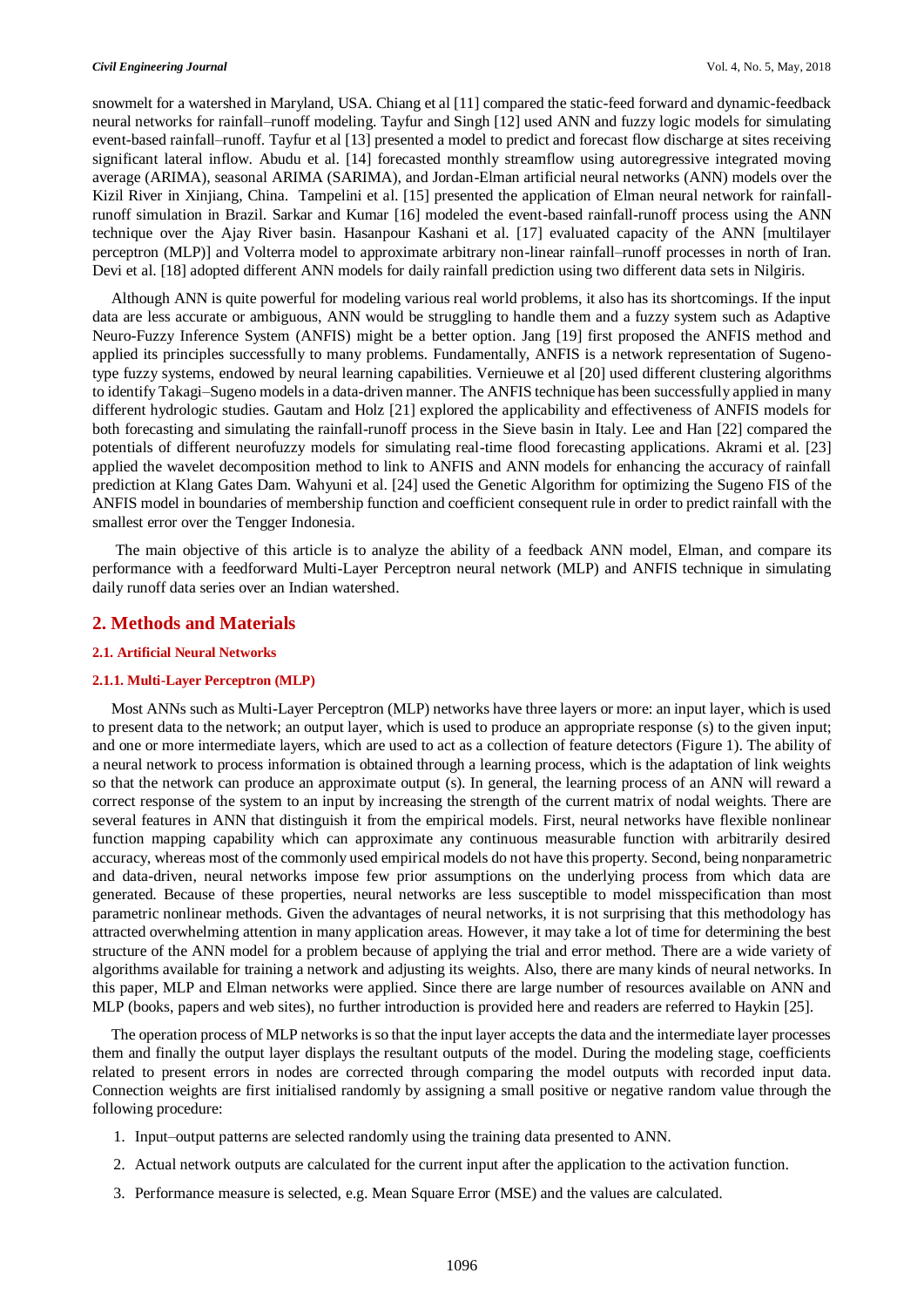snowmelt for a watershed in Maryland, USA. Chiang et al [11] compared the static-feed forward and dynamic-feedback neural networks for rainfall–runoff modeling. Tayfur and Singh [12] used ANN and fuzzy logic models for simulating event-based rainfall–runoff. Tayfur et al [13] presented a model to predict and forecast flow discharge at sites receiving significant lateral inflow. Abudu et al. [14] forecasted monthly streamflow using autoregressive integrated moving average (ARIMA), seasonal ARIMA (SARIMA), and Jordan-Elman artificial neural networks (ANN) models over the Kizil River in Xinjiang, China. Tampelini et al. [15] presented the application of Elman neural network for rainfall-runoff simulation in Brazil. Sarkar and Kumar [16] modeled the event-based rainfall-runoff process using the ANN technique over the Ajay River basin. Hasanpour Kashani et al. [17] evaluated capacity of the ANN [multilayer perceptron (MLP)] and Volterra model to approximate arbitrary non-linear rainfall–runoff processes in north of Iran. Devi et al. [18] adopted different ANN models for daily rainfall prediction using two different data sets in Nilgiris.

Although ANN is quite powerful for modeling various real world problems, it also has its shortcomings. If the input data are less accurate or ambiguous, ANN would be struggling to handle them and a fuzzy system such as Adaptive Neuro-Fuzzy Inference System (ANFIS) might be a better option. Jang [19] first proposed the ANFIS method and applied its principles successfully to many problems. Fundamentally, ANFIS is a network representation of Sugeno-type fuzzy systems, endowed by neural learning capabilities. Vernieuwe et al [20] used different clustering algorithms to identify Takagi–Sugeno models in a data-driven manner. The ANFIS technique has been successfully applied in many different hydrologic studies. Gautam and Holz [21] explored the applicability and effectiveness of ANFIS models for both forecasting and simulating the rainfall-runoff process in the Sieve basin in Italy. Lee and Han [22] compared the potentials of different neurofuzzy models for simulating real-time flood forecasting applications. Akrami et al. [23] applied the wavelet decomposition method to link to ANFIS and ANN models for enhancing the accuracy of rainfall prediction at Klang Gates Dam. Wahyuni et al. [24] used the Genetic Algorithm for optimizing the Sugeno FIS of the ANFIS model in boundaries of membership function and coefficient consequent rule in order to predict rainfall with the smallest error over the Tengger Indonesia.

The main objective of this article is to analyze the ability of a feedback ANN model, Elman, and compare its performance with a feedforward Multi-Layer Perceptron neural network (MLP) and ANFIS technique in simulating daily runoff data series over an Indian watershed.

## 2. Methods and Materials

### 2.1. Artificial Neural Networks

#### 2.1.1. Multi-Layer Perceptron (MLP)

Most ANNs such as Multi-Layer Perceptron (MLP) networks have three layers or more: an input layer, which is used to present data to the network; an output layer, which is used to produce an appropriate response (s) to the given input; and one or more intermediate layers, which are used to act as a collection of feature detectors (Figure 1). The ability of a neural network to process information is obtained through a learning process, which is the adaptation of link weights so that the network can produce an approximate output (s). In general, the learning process of an ANN will reward a correct response of the system to an input by increasing the strength of the current matrix of nodal weights. There are several features in ANN that distinguish it from the empirical models. First, neural networks have flexible nonlinear function mapping capability which can approximate any continuous measurable function with arbitrarily desired accuracy, whereas most of the commonly used empirical models do not have this property. Second, being nonparametric and data-driven, neural networks impose few prior assumptions on the underlying process from which data are generated. Because of these properties, neural networks are less susceptible to model misspecification than most parametric nonlinear methods. Given the advantages of neural networks, it is not surprising that this methodology has attracted overwhelming attention in many application areas. However, it may take a lot of time for determining the best structure of the ANN model for a problem because of applying the trial and error method. There are a wide variety of algorithms available for training a network and adjusting its weights. Also, there are many kinds of neural networks. In this paper, MLP and Elman networks were applied. Since there are large number of resources available on ANN and MLP (books, papers and web sites), no further introduction is provided here and readers are referred to Haykin [25].

The operation process of MLP networks is so that the input layer accepts the data and the intermediate layer processes them and finally the output layer displays the resultant outputs of the model. During the modeling stage, coefficients related to present errors in nodes are corrected through comparing the model outputs with recorded input data. Connection weights are first initialised randomly by assigning a small positive or negative random value through the following procedure:

1. Input–output patterns are selected randomly using the training data presented to ANN.
2. Actual network outputs are calculated for the current input after the application to the activation function.
3. Performance measure is selected, e.g. Mean Square Error (MSE) and the values are calculated.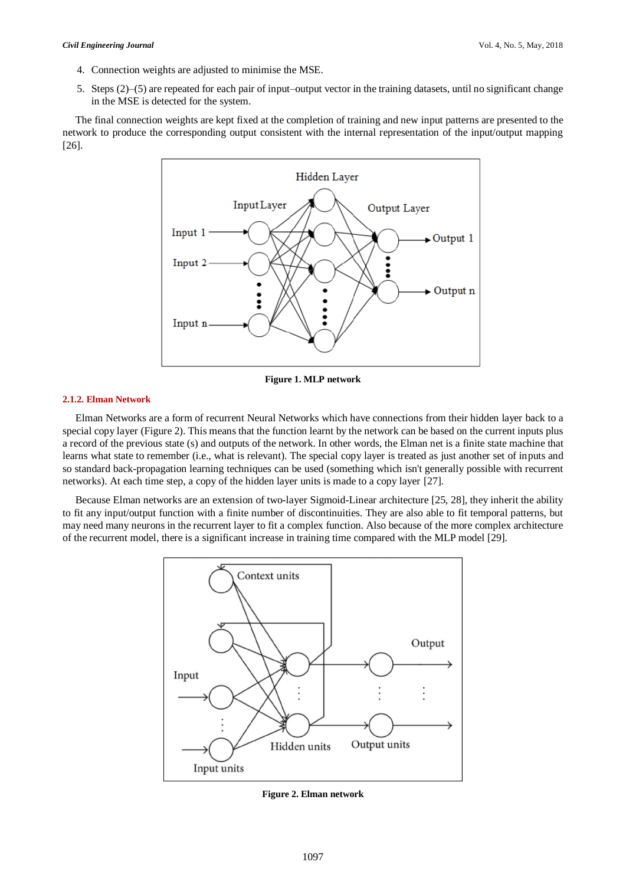4. Connection weights are adjusted to minimise the MSE.
5. Steps (2)–(5) are repeated for each pair of input–output vector in the training datasets, until no significant change in the MSE is detected for the system.

The final connection weights are kept fixed at the completion of training and new input patterns are presented to the network to produce the corresponding output consistent with the internal representation of the input/output mapping [26].

**Figure 1. MLP network**

#### 2.1.2. Elman Network

Elman Networks are a form of recurrent Neural Networks which have connections from their hidden layer back to a special copy layer (Figure 2). This means that the function learnt by the network can be based on the current inputs plus a record of the previous state (s) and outputs of the network. In other words, the Elman net is a finite state machine that learns what state to remember (i.e., what is relevant). The special copy layer is treated as just another set of inputs and so standard back-propagation learning techniques can be used (something which isn't generally possible with recurrent networks). At each time step, a copy of the hidden layer units is made to a copy layer [27].

Because Elman networks are an extension of two-layer Sigmoid-Linear architecture [25, 28], they inherit the ability to fit any input/output function with a finite number of discontinuities. They are also able to fit temporal patterns, but may need many neurons in the recurrent layer to fit a complex function. Also because of the more complex architecture of the recurrent model, there is a significant increase in training time compared with the MLP model [29].

**Figure 2. Elman network**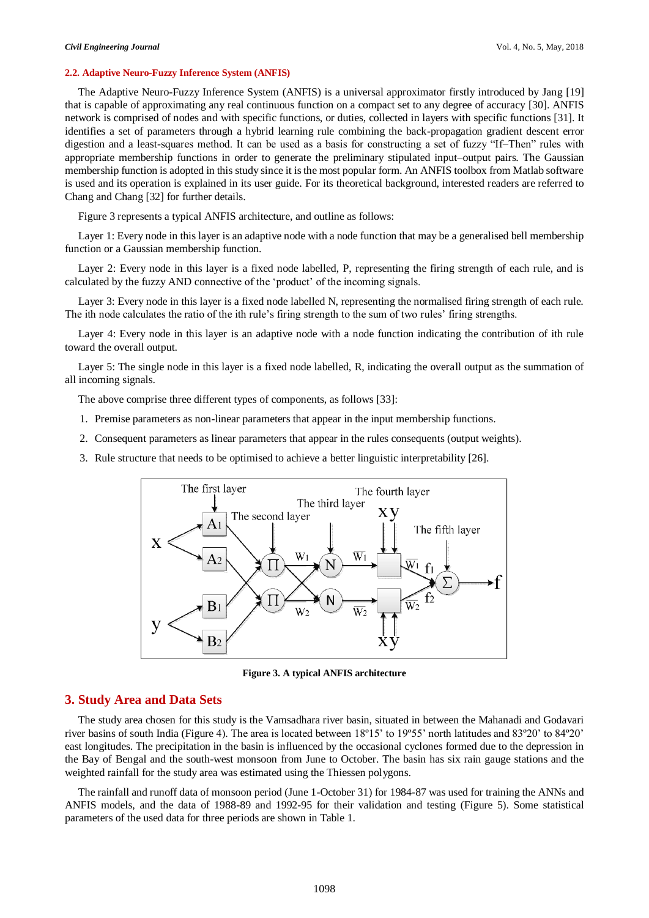### 2.2. Adaptive Neuro-Fuzzy Inference System (ANFIS)

The Adaptive Neuro-Fuzzy Inference System (ANFIS) is a universal approximator firstly introduced by Jang [19] that is capable of approximating any real continuous function on a compact set to any degree of accuracy [30]. ANFIS network is comprised of nodes and with specific functions, or duties, collected in layers with specific functions [31]. It identifies a set of parameters through a hybrid learning rule combining the back-propagation gradient descent error digestion and a least-squares method. It can be used as a basis for constructing a set of fuzzy "If–Then" rules with appropriate membership functions in order to generate the preliminary stipulated input–output pairs. The Gaussian membership function is adopted in this study since it is the most popular form. An ANFIS toolbox from Matlab software is used and its operation is explained in its user guide. For its theoretical background, interested readers are referred to Chang and Chang [32] for further details.

Figure 3 represents a typical ANFIS architecture, and outline as follows:

Layer 1: Every node in this layer is an adaptive node with a node function that may be a generalised bell membership function or a Gaussian membership function.

Layer 2: Every node in this layer is a fixed node labelled, P, representing the firing strength of each rule, and is calculated by the fuzzy AND connective of the 'product' of the incoming signals.

Layer 3: Every node in this layer is a fixed node labelled N, representing the normalised firing strength of each rule. The ith node calculates the ratio of the ith rule's firing strength to the sum of two rules' firing strengths.

Layer 4: Every node in this layer is an adaptive node with a node function indicating the contribution of ith rule toward the overall output.

Layer 5: The single node in this layer is a fixed node labelled, R, indicating the overall output as the summation of all incoming signals.

The above comprise three different types of components, as follows [33]:

1. Premise parameters as non-linear parameters that appear in the input membership functions.
2. Consequent parameters as linear parameters that appear in the rules consequents (output weights).
3. Rule structure that needs to be optimised to achieve a better linguistic interpretability [26].

**Figure 3. A typical ANFIS architecture**

## 3. Study Area and Data Sets

The study area chosen for this study is the Vamsadhara river basin, situated in between the Mahanadi and Godavari river basins of south India (Figure 4). The area is located between 18º15' to 19º55' north latitudes and 83º20' to 84º20' east longitudes. The precipitation in the basin is influenced by the occasional cyclones formed due to the depression in the Bay of Bengal and the south-west monsoon from June to October. The basin has six rain gauge stations and the weighted rainfall for the study area was estimated using the Thiessen polygons.

The rainfall and runoff data of monsoon period (June 1-October 31) for 1984-87 was used for training the ANNs and ANFIS models, and the data of 1988-89 and 1992-95 for their validation and testing (Figure 5). Some statistical parameters of the used data for three periods are shown in Table 1.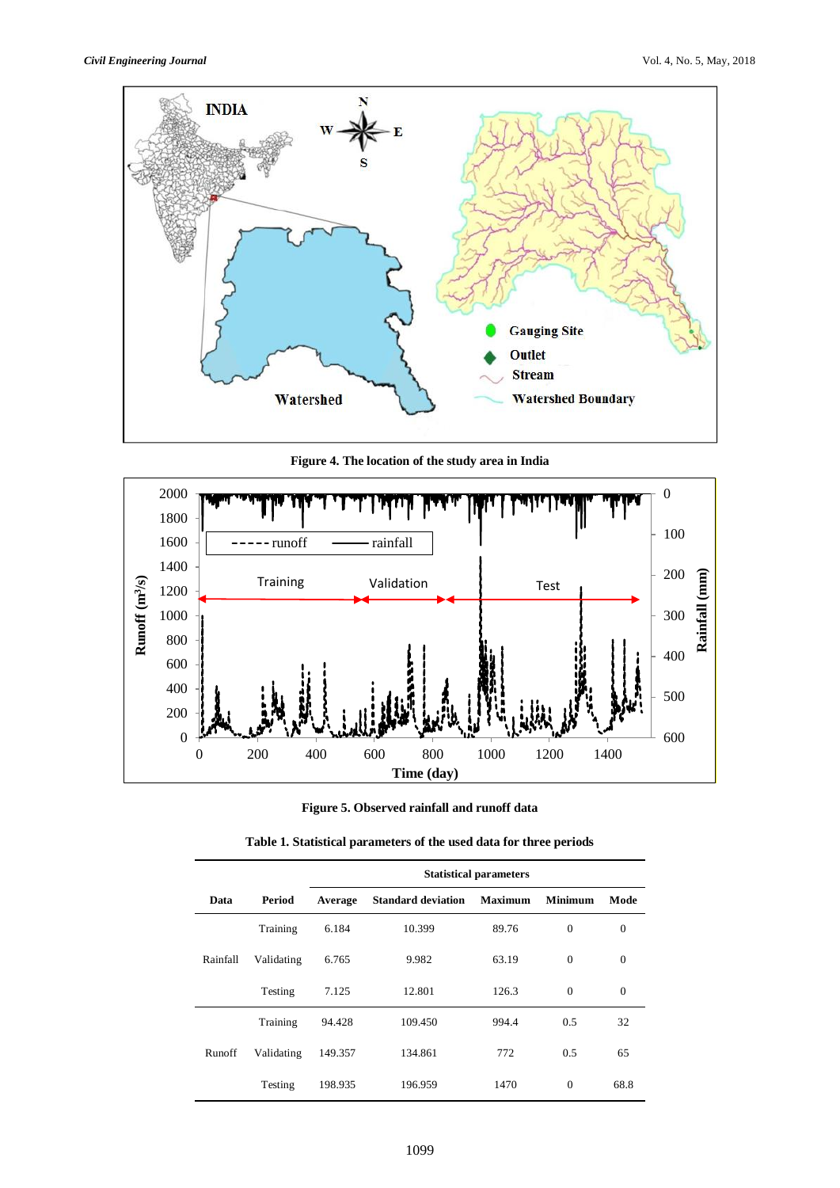**Figure 4. The location of the study area in India**

**Figure 5. Observed rainfall and runoff data**

**Table 1. Statistical parameters of the used data for three periods**

| Data | Period | Statistical parameters | | | | |
|---|---|---|---|---|---|---|
| | | **Average** | **Standard deviation** | **Maximum** | **Minimum** | **Mode** |
| Rainfall | Training | 6.184 | 10.399 | 89.76 | 0 | 0 |
| | Validating | 6.765 | 9.982 | 63.19 | 0 | 0 |
| | Testing | 7.125 | 12.801 | 126.3 | 0 | 0 |
| Runoff | Training | 94.428 | 109.450 | 994.4 | 0.5 | 32 |
| | Validating | 149.357 | 134.861 | 772 | 0.5 | 65 |
| | Testing | 198.935 | 196.959 | 1470 | 0 | 68.8 |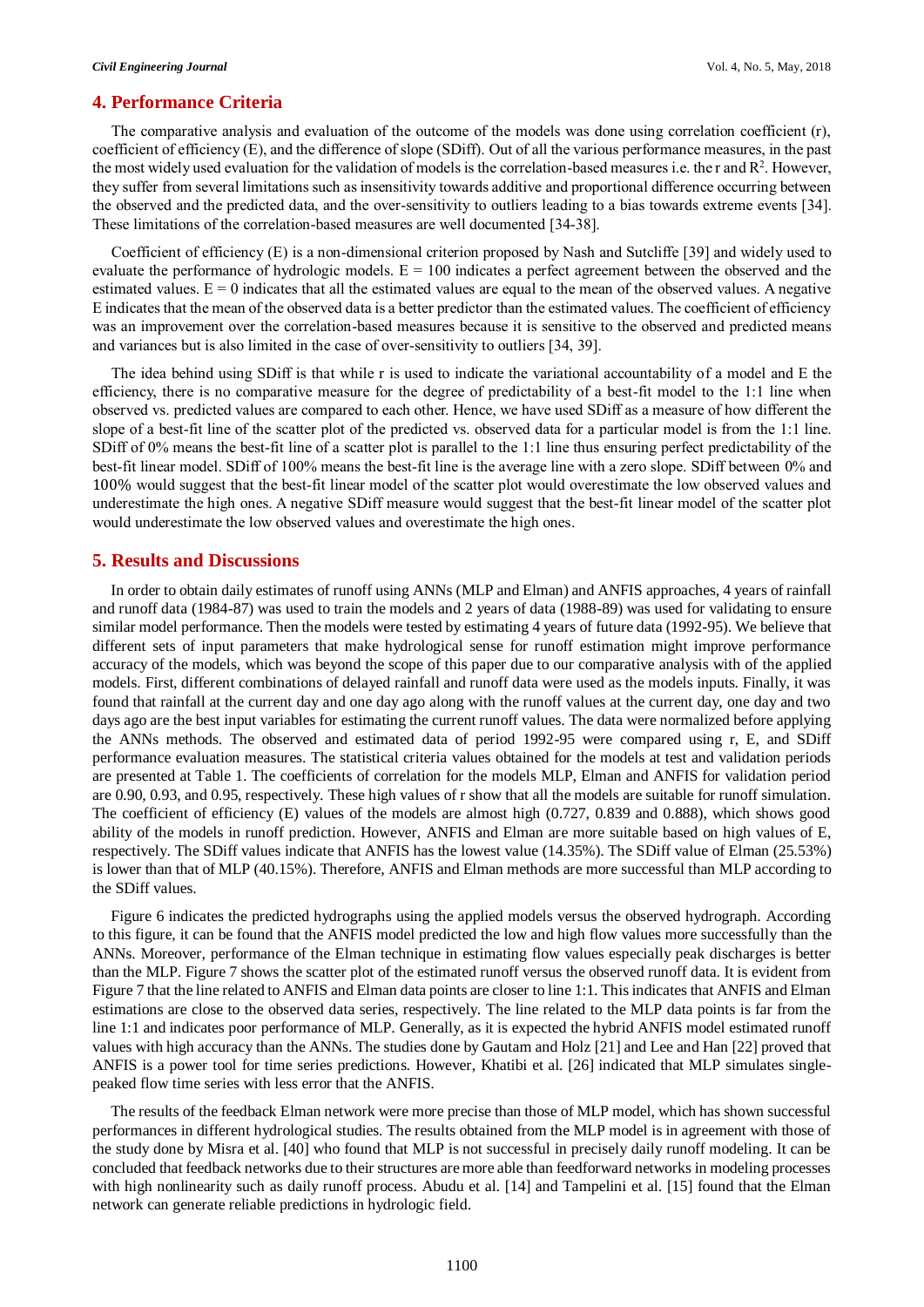## 4. Performance Criteria

The comparative analysis and evaluation of the outcome of the models was done using correlation coefficient (r), coefficient of efficiency (E), and the difference of slope (SDiff). Out of all the various performance measures, in the past the most widely used evaluation for the validation of models is the correlation-based measures i.e. the r and $R^2$. However, they suffer from several limitations such as insensitivity towards additive and proportional difference occurring between the observed and the predicted data, and the over-sensitivity to outliers leading to a bias towards extreme events [34]. These limitations of the correlation-based measures are well documented [34-38].

Coefficient of efficiency (E) is a non-dimensional criterion proposed by Nash and Sutcliffe [39] and widely used to evaluate the performance of hydrologic models. E = 100 indicates a perfect agreement between the observed and the estimated values. E = 0 indicates that all the estimated values are equal to the mean of the observed values. A negative E indicates that the mean of the observed data is a better predictor than the estimated values. The coefficient of efficiency was an improvement over the correlation-based measures because it is sensitive to the observed and predicted means and variances but is also limited in the case of over-sensitivity to outliers [34, 39].

The idea behind using SDiff is that while r is used to indicate the variational accountability of a model and E the efficiency, there is no comparative measure for the degree of predictability of a best-fit model to the 1:1 line when observed vs. predicted values are compared to each other. Hence, we have used SDiff as a measure of how different the slope of a best-fit line of the scatter plot of the predicted vs. observed data for a particular model is from the 1:1 line. SDiff of 0% means the best-fit line of a scatter plot is parallel to the 1:1 line thus ensuring perfect predictability of the best-fit linear model. SDiff of 100% means the best-fit line is the average line with a zero slope. SDiff between 0% and 100% would suggest that the best-fit linear model of the scatter plot would overestimate the low observed values and underestimate the high ones. A negative SDiff measure would suggest that the best-fit linear model of the scatter plot would underestimate the low observed values and overestimate the high ones.

## 5. Results and Discussions

In order to obtain daily estimates of runoff using ANNs (MLP and Elman) and ANFIS approaches, 4 years of rainfall and runoff data (1984-87) was used to train the models and 2 years of data (1988-89) was used for validating to ensure similar model performance. Then the models were tested by estimating 4 years of future data (1992-95). We believe that different sets of input parameters that make hydrological sense for runoff estimation might improve performance accuracy of the models, which was beyond the scope of this paper due to our comparative analysis with of the applied models. First, different combinations of delayed rainfall and runoff data were used as the models inputs. Finally, it was found that rainfall at the current day and one day ago along with the runoff values at the current day, one day and two days ago are the best input variables for estimating the current runoff values. The data were normalized before applying the ANNs methods. The observed and estimated data of period 1992-95 were compared using r, E, and SDiff performance evaluation measures. The statistical criteria values obtained for the models at test and validation periods are presented at Table 1. The coefficients of correlation for the models MLP, Elman and ANFIS for validation period are 0.90, 0.93, and 0.95, respectively. These high values of r show that all the models are suitable for runoff simulation. The coefficient of efficiency (E) values of the models are almost high (0.727, 0.839 and 0.888), which shows good ability of the models in runoff prediction. However, ANFIS and Elman are more suitable based on high values of E, respectively. The SDiff values indicate that ANFIS has the lowest value (14.35%). The SDiff value of Elman (25.53%) is lower than that of MLP (40.15%). Therefore, ANFIS and Elman methods are more successful than MLP according to the SDiff values.

Figure 6 indicates the predicted hydrographs using the applied models versus the observed hydrograph. According to this figure, it can be found that the ANFIS model predicted the low and high flow values more successfully than the ANNs. Moreover, performance of the Elman technique in estimating flow values especially peak discharges is better than the MLP. Figure 7 shows the scatter plot of the estimated runoff versus the observed runoff data. It is evident from Figure 7 that the line related to ANFIS and Elman data points are closer to line 1:1. This indicates that ANFIS and Elman estimations are close to the observed data series, respectively. The line related to the MLP data points is far from the line 1:1 and indicates poor performance of MLP. Generally, as it is expected the hybrid ANFIS model estimated runoff values with high accuracy than the ANNs. The studies done by Gautam and Holz [21] and Lee and Han [22] proved that ANFIS is a power tool for time series predictions. However, Khatibi et al. [26] indicated that MLP simulates single-peaked flow time series with less error that the ANFIS.

The results of the feedback Elman network were more precise than those of MLP model, which has shown successful performances in different hydrological studies. The results obtained from the MLP model is in agreement with those of the study done by Misra et al. [40] who found that MLP is not successful in precisely daily runoff modeling. It can be concluded that feedback networks due to their structures are more able than feedforward networks in modeling processes with high nonlinearity such as daily runoff process. Abudu et al. [14] and Tampelini et al. [15] found that the Elman network can generate reliable predictions in hydrologic field.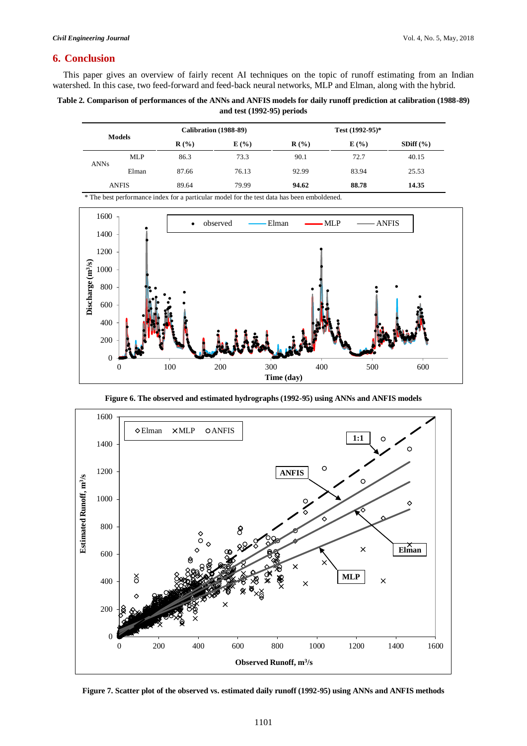## 6. Conclusion

This paper gives an overview of fairly recent AI techniques on the topic of runoff estimating from an Indian watershed. In this case, two feed-forward and feed-back neural networks, MLP and Elman, along with the hybrid.

**Table 2. Comparison of performances of the ANNs and ANFIS models for daily runoff prediction at calibration (1988-89) and test (1992-95) periods**

| Models | | Calibration (1988-89) | | Test (1992-95)* | | |
|---|---|---|---|---|---|---|
| | | R (%) | E (%) | R (%) | E (%) | SDiff (%) |
| ANNs | MLP | 86.3 | 73.3 | 90.1 | 72.7 | 40.15 |
| | Elman | 87.66 | 76.13 | 92.99 | 83.94 | 25.53 |
| ANFIS | | 89.64 | 79.99 | **94.62** | **88.78** | **14.35** |

* The best performance index for a particular model for the test data has been emboldened.

**Figure 6. The observed and estimated hydrographs (1992-95) using ANNs and ANFIS models**

**Figure 7. Scatter plot of the observed vs. estimated daily runoff (1992-95) using ANNs and ANFIS methods**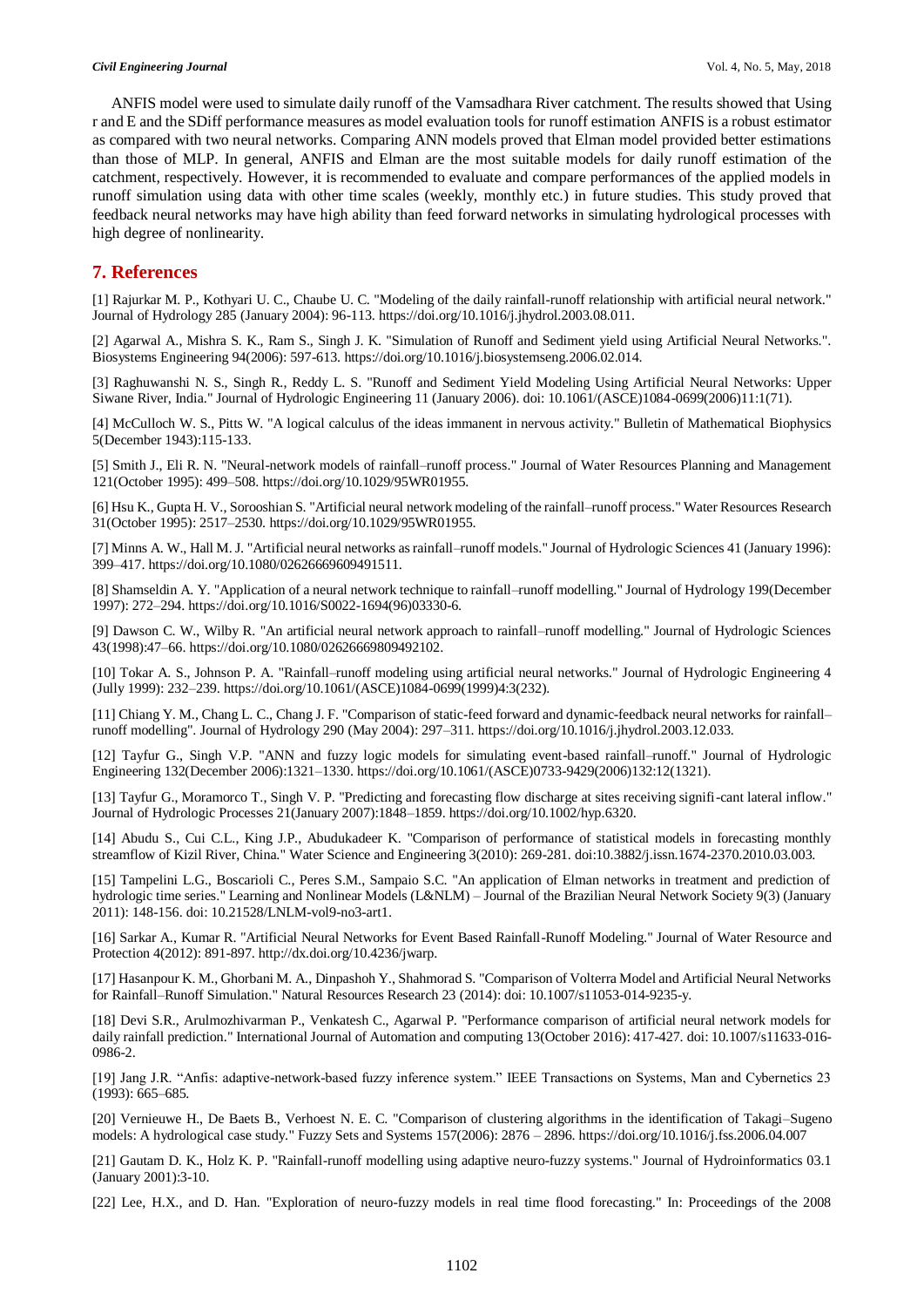ANFIS model were used to simulate daily runoff of the Vamsadhara River catchment. The results showed that Using r and E and the SDiff performance measures as model evaluation tools for runoff estimation ANFIS is a robust estimator as compared with two neural networks. Comparing ANN models proved that Elman model provided better estimations than those of MLP. In general, ANFIS and Elman are the most suitable models for daily runoff estimation of the catchment, respectively. However, it is recommended to evaluate and compare performances of the applied models in runoff simulation using data with other time scales (weekly, monthly etc.) in future studies. This study proved that feedback neural networks may have high ability than feed forward networks in simulating hydrological processes with high degree of nonlinearity.

## 7. References

[1] Rajurkar M. P., Kothyari U. C., Chaube U. C. "Modeling of the daily rainfall-runoff relationship with artificial neural network." Journal of Hydrology 285 (January 2004): 96-113. https://doi.org/10.1016/j.jhydrol.2003.08.011.

[2] Agarwal A., Mishra S. K., Ram S., Singh J. K. "Simulation of Runoff and Sediment yield using Artificial Neural Networks.". Biosystems Engineering 94(2006): 597-613. https://doi.org/10.1016/j.biosystemseng.2006.02.014.

[3] Raghuwanshi N. S., Singh R., Reddy L. S. "Runoff and Sediment Yield Modeling Using Artificial Neural Networks: Upper Siwane River, India." Journal of Hydrologic Engineering 11 (January 2006). doi: 10.1061/(ASCE)1084-0699(2006)11:1(71).

[4] McCulloch W. S., Pitts W. "A logical calculus of the ideas immanent in nervous activity." Bulletin of Mathematical Biophysics 5(December 1943):115-133.

[5] Smith J., Eli R. N. "Neural-network models of rainfall–runoff process." Journal of Water Resources Planning and Management 121(October 1995): 499–508. https://doi.org/10.1029/95WR01955.

[6] Hsu K., Gupta H. V., Sorooshian S. "Artificial neural network modeling of the rainfall–runoff process." Water Resources Research 31(October 1995): 2517–2530. https://doi.org/10.1029/95WR01955.

[7] Minns A. W., Hall M. J. "Artificial neural networks as rainfall–runoff models." Journal of Hydrologic Sciences 41 (January 1996): 399–417. https://doi.org/10.1080/02626669609491511.

[8] Shamseldin A. Y. "Application of a neural network technique to rainfall–runoff modelling." Journal of Hydrology 199(December 1997): 272–294. https://doi.org/10.1016/S0022-1694(96)03330-6.

[9] Dawson C. W., Wilby R. "An artificial neural network approach to rainfall–runoff modelling." Journal of Hydrologic Sciences 43(1998):47–66. https://doi.org/10.1080/02626669809492102.

[10] Tokar A. S., Johnson P. A. "Rainfall–runoff modeling using artificial neural networks." Journal of Hydrologic Engineering 4 (Jully 1999): 232–239. https://doi.org/10.1061/(ASCE)1084-0699(1999)4:3(232).

[11] Chiang Y. M., Chang L. C., Chang J. F. "Comparison of static-feed forward and dynamic-feedback neural networks for rainfall–runoff modelling". Journal of Hydrology 290 (May 2004): 297–311. https://doi.org/10.1016/j.jhydrol.2003.12.033.

[12] Tayfur G., Singh V.P. "ANN and fuzzy logic models for simulating event-based rainfall–runoff." Journal of Hydrologic Engineering 132(December 2006):1321–1330. https://doi.org/10.1061/(ASCE)0733-9429(2006)132:12(1321).

[13] Tayfur G., Moramorco T., Singh V. P. "Predicting and forecasting flow discharge at sites receiving signifi-cant lateral inflow." Journal of Hydrologic Processes 21(January 2007):1848–1859. https://doi.org/10.1002/hyp.6320.

[14] Abudu S., Cui C.L., King J.P., Abudukadeer K. "Comparison of performance of statistical models in forecasting monthly streamflow of Kizil River, China." Water Science and Engineering 3(2010): 269-281. doi:10.3882/j.issn.1674-2370.2010.03.003.

[15] Tampelini L.G., Boscarioli C., Peres S.M., Sampaio S.C. "An application of Elman networks in treatment and prediction of hydrologic time series." Learning and Nonlinear Models (L&NLM) – Journal of the Brazilian Neural Network Society 9(3) (January 2011): 148-156. doi: 10.21528/LNLM-vol9-no3-art1.

[16] Sarkar A., Kumar R. "Artificial Neural Networks for Event Based Rainfall-Runoff Modeling." Journal of Water Resource and Protection 4(2012): 891-897. http://dx.doi.org/10.4236/jwarp.

[17] Hasanpour K. M., Ghorbani M. A., Dinpashoh Y., Shahmorad S. "Comparison of Volterra Model and Artificial Neural Networks for Rainfall–Runoff Simulation." Natural Resources Research 23 (2014): doi: 10.1007/s11053-014-9235-y.

[18] Devi S.R., Arulmozhivarman P., Venkatesh C., Agarwal P. "Performance comparison of artificial neural network models for daily rainfall prediction." International Journal of Automation and computing 13(October 2016): 417-427. doi: 10.1007/s11633-016-0986-2.

[19] Jang J.R. "Anfis: adaptive-network-based fuzzy inference system." IEEE Transactions on Systems, Man and Cybernetics 23 (1993): 665–685.

[20] Vernieuwe H., De Baets B., Verhoest N. E. C. "Comparison of clustering algorithms in the identification of Takagi–Sugeno models: A hydrological case study." Fuzzy Sets and Systems 157(2006): 2876 – 2896. https://doi.org/10.1016/j.fss.2006.04.007

[21] Gautam D. K., Holz K. P. "Rainfall-runoff modelling using adaptive neuro-fuzzy systems." Journal of Hydroinformatics 03.1 (January 2001):3-10.

[22] Lee, H.X., and D. Han. "Exploration of neuro-fuzzy models in real time flood forecasting." In: Proceedings of the 2008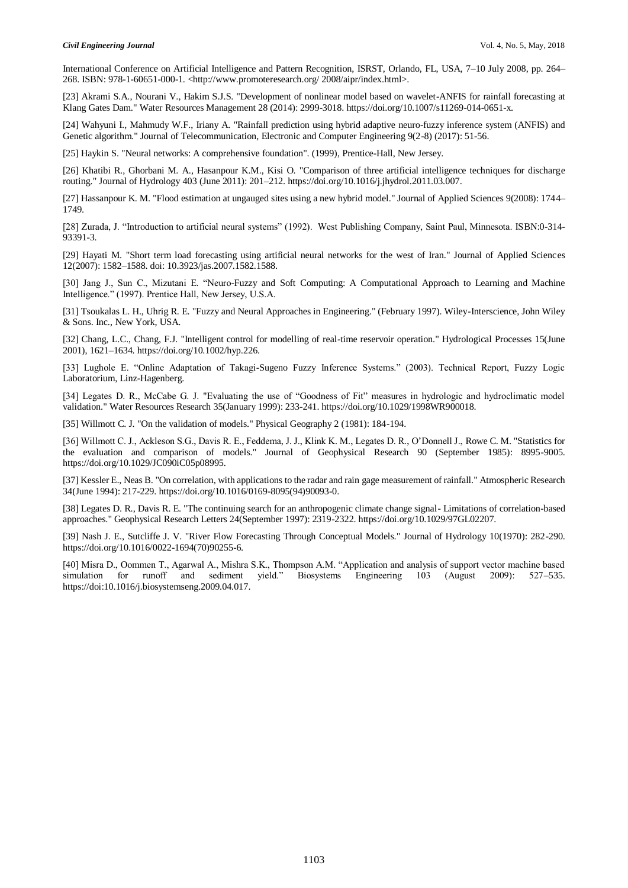International Conference on Artificial Intelligence and Pattern Recognition, ISRST, Orlando, FL, USA, 7–10 July 2008, pp. 264–268. ISBN: 978-1-60651-000-1. <http://www.promoteresearch.org/ 2008/aipr/index.html>.

[23] Akrami S.A., Nourani V., Hakim S.J.S. "Development of nonlinear model based on wavelet-ANFIS for rainfall forecasting at Klang Gates Dam." Water Resources Management 28 (2014): 2999-3018. https://doi.org/10.1007/s11269-014-0651-x.

[24] Wahyuni I., Mahmudy W.F., Iriany A. "Rainfall prediction using hybrid adaptive neuro-fuzzy inference system (ANFIS) and Genetic algorithm." Journal of Telecommunication, Electronic and Computer Engineering 9(2-8) (2017): 51-56.

[25] Haykin S. "Neural networks: A comprehensive foundation". (1999), Prentice-Hall, New Jersey.

[26] Khatibi R., Ghorbani M. A., Hasanpour K.M., Kisi O. "Comparison of three artificial intelligence techniques for discharge routing." Journal of Hydrology 403 (June 2011): 201–212. https://doi.org/10.1016/j.jhydrol.2011.03.007.

[27] Hassanpour K. M. "Flood estimation at ungauged sites using a new hybrid model." Journal of Applied Sciences 9(2008): 1744–1749.

[28] Zurada, J. "Introduction to artificial neural systems" (1992). West Publishing Company, Saint Paul, Minnesota. ISBN:0-314-93391-3.

[29] Hayati M. "Short term load forecasting using artificial neural networks for the west of Iran." Journal of Applied Sciences 12(2007): 1582–1588. doi: 10.3923/jas.2007.1582.1588.

[30] Jang J., Sun C., Mizutani E. "Neuro-Fuzzy and Soft Computing: A Computational Approach to Learning and Machine Intelligence." (1997). Prentice Hall, New Jersey, U.S.A.

[31] Tsoukalas L. H., Uhrig R. E. "Fuzzy and Neural Approaches in Engineering." (February 1997). Wiley-Interscience, John Wiley & Sons. Inc., New York, USA.

[32] Chang, L.C., Chang, F.J. "Intelligent control for modelling of real-time reservoir operation." Hydrological Processes 15(June 2001), 1621–1634. https://doi.org/10.1002/hyp.226.

[33] Lughole E. "Online Adaptation of Takagi-Sugeno Fuzzy Inference Systems." (2003). Technical Report, Fuzzy Logic Laboratorium, Linz-Hagenberg.

[34] Legates D. R., McCabe G. J. "Evaluating the use of "Goodness of Fit" measures in hydrologic and hydroclimatic model validation." Water Resources Research 35(January 1999): 233-241. https://doi.org/10.1029/1998WR900018.

[35] Willmott C. J. "On the validation of models." Physical Geography 2 (1981): 184-194.

[36] Willmott C. J., Ackleson S.G., Davis R. E., Feddema, J. J., Klink K. M., Legates D. R., O'Donnell J., Rowe C. M. "Statistics for the evaluation and comparison of models." Journal of Geophysical Research 90 (September 1985): 8995-9005. https://doi.org/10.1029/JC090iC05p08995.

[37] Kessler E., Neas B. "On correlation, with applications to the radar and rain gage measurement of rainfall." Atmospheric Research 34(June 1994): 217-229. https://doi.org/10.1016/0169-8095(94)90093-0.

[38] Legates D. R., Davis R. E. "The continuing search for an anthropogenic climate change signal- Limitations of correlation-based approaches." Geophysical Research Letters 24(September 1997): 2319-2322. https://doi.org/10.1029/97GL02207.

[39] Nash J. E., Sutcliffe J. V. "River Flow Forecasting Through Conceptual Models." Journal of Hydrology 10(1970): 282-290. https://doi.org/10.1016/0022-1694(70)90255-6.

[40] Misra D., Oommen T., Agarwal A., Mishra S.K., Thompson A.M. "Application and analysis of support vector machine based simulation for runoff and sediment yield." Biosystems Engineering 103 (August 2009): 527–535. https://doi:10.1016/j.biosystemseng.2009.04.017.